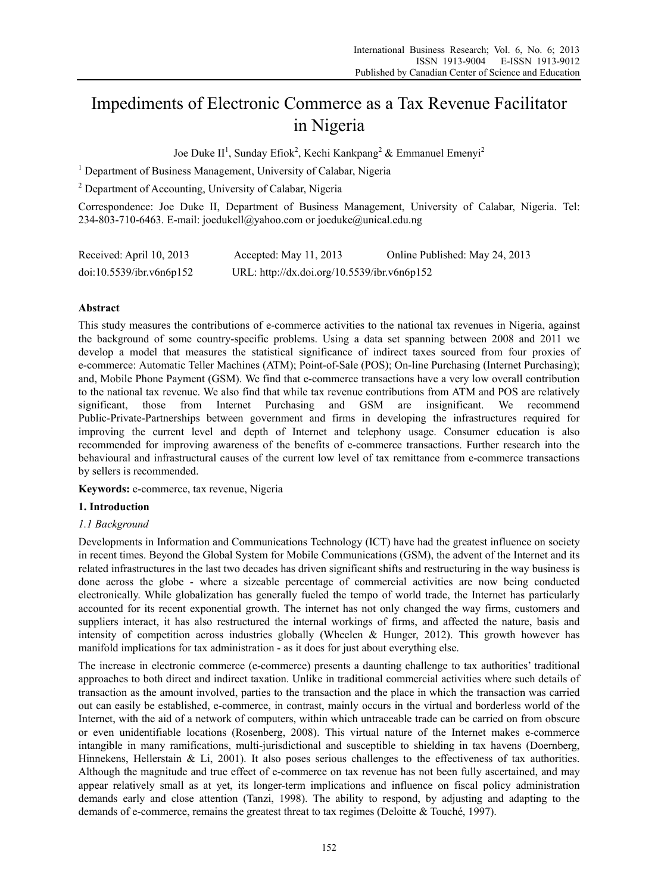# Impediments of Electronic Commerce as a Tax Revenue Facilitator in Nigeria

Joe Duke II[1], Sunday Efiok[2], Kechi Kankpang[2] & Emmanuel Emenyi[2]

[1] Department of Business Management, University of Calabar, Nigeria

[2] Department of Accounting, University of Calabar, Nigeria

Correspondence: Joe Duke II, Department of Business Management, University of Calabar, Nigeria. Tel: 234-803-710-6463. E-mail: joedukell@yahoo.com or joeduke@unical.edu.ng

Received: April 10, 2013     Accepted: May 11, 2013     Online Published: May 24, 2013

doi:10.5539/ibr.v6n6p152     URL: http://dx.doi.org/10.5539/ibr.v6n6p152

## Abstract

This study measures the contributions of e-commerce activities to the national tax revenues in Nigeria, against the background of some country-specific problems. Using a data set spanning between 2008 and 2011 we develop a model that measures the statistical significance of indirect taxes sourced from four proxies of e-commerce: Automatic Teller Machines (ATM); Point-of-Sale (POS); On-line Purchasing (Internet Purchasing); and, Mobile Phone Payment (GSM). We find that e-commerce transactions have a very low overall contribution to the national tax revenue. We also find that while tax revenue contributions from ATM and POS are relatively significant, those from Internet Purchasing and GSM are insignificant. We recommend Public-Private-Partnerships between government and firms in developing the infrastructures required for improving the current level and depth of Internet and telephony usage. Consumer education is also recommended for improving awareness of the benefits of e-commerce transactions. Further research into the behavioural and infrastructural causes of the current low level of tax remittance from e-commerce transactions by sellers is recommended.

**Keywords:** e-commerce, tax revenue, Nigeria

## 1. Introduction

### *1.1 Background*

Developments in Information and Communications Technology (ICT) have had the greatest influence on society in recent times. Beyond the Global System for Mobile Communications (GSM), the advent of the Internet and its related infrastructures in the last two decades has driven significant shifts and restructuring in the way business is done across the globe - where a sizeable percentage of commercial activities are now being conducted electronically. While globalization has generally fueled the tempo of world trade, the Internet has particularly accounted for its recent exponential growth. The internet has not only changed the way firms, customers and suppliers interact, it has also restructured the internal workings of firms, and affected the nature, basis and intensity of competition across industries globally (Wheelen & Hunger, 2012). This growth however has manifold implications for tax administration - as it does for just about everything else.

The increase in electronic commerce (e-commerce) presents a daunting challenge to tax authorities' traditional approaches to both direct and indirect taxation. Unlike in traditional commercial activities where such details of transaction as the amount involved, parties to the transaction and the place in which the transaction was carried out can easily be established, e-commerce, in contrast, mainly occurs in the virtual and borderless world of the Internet, with the aid of a network of computers, within which untraceable trade can be carried on from obscure or even unidentifiable locations (Rosenberg, 2008). This virtual nature of the Internet makes e-commerce intangible in many ramifications, multi-jurisdictional and susceptible to shielding in tax havens (Doernberg, Hinnekens, Hellerstain & Li, 2001). It also poses serious challenges to the effectiveness of tax authorities. Although the magnitude and true effect of e-commerce on tax revenue has not been fully ascertained, and may appear relatively small as at yet, its longer-term implications and influence on fiscal policy administration demands early and close attention (Tanzi, 1998). The ability to respond, by adjusting and adapting to the demands of e-commerce, remains the greatest threat to tax regimes (Deloitte & Touché, 1997).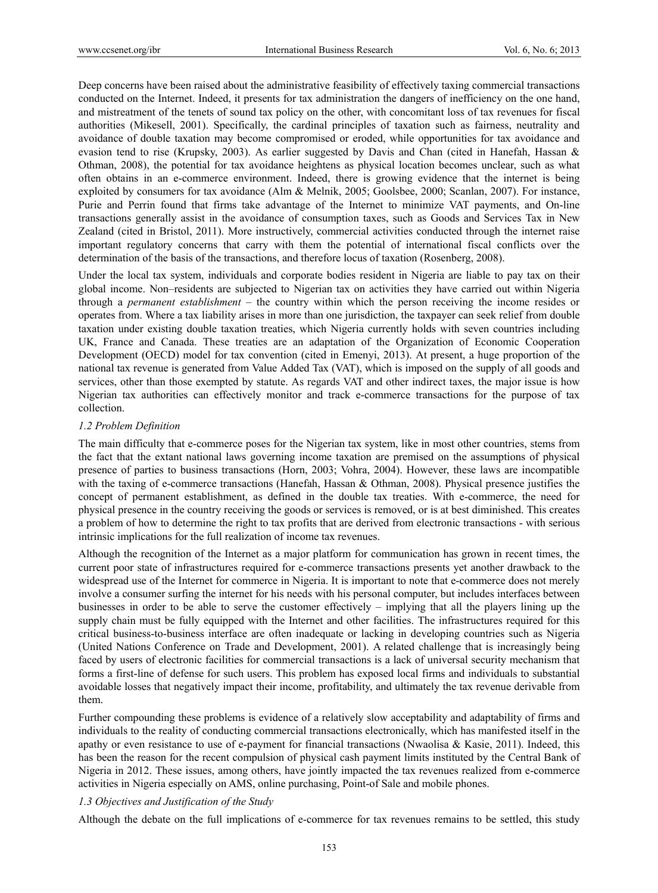Deep concerns have been raised about the administrative feasibility of effectively taxing commercial transactions conducted on the Internet. Indeed, it presents for tax administration the dangers of inefficiency on the one hand, and mistreatment of the tenets of sound tax policy on the other, with concomitant loss of tax revenues for fiscal authorities (Mikesell, 2001). Specifically, the cardinal principles of taxation such as fairness, neutrality and avoidance of double taxation may become compromised or eroded, while opportunities for tax avoidance and evasion tend to rise (Krupsky, 2003). As earlier suggested by Davis and Chan (cited in Hanefah, Hassan & Othman, 2008), the potential for tax avoidance heightens as physical location becomes unclear, such as what often obtains in an e-commerce environment. Indeed, there is growing evidence that the internet is being exploited by consumers for tax avoidance (Alm & Melnik, 2005; Goolsbee, 2000; Scanlan, 2007). For instance, Purie and Perrin found that firms take advantage of the Internet to minimize VAT payments, and On-line transactions generally assist in the avoidance of consumption taxes, such as Goods and Services Tax in New Zealand (cited in Bristol, 2011). More instructively, commercial activities conducted through the internet raise important regulatory concerns that carry with them the potential of international fiscal conflicts over the determination of the basis of the transactions, and therefore locus of taxation (Rosenberg, 2008).

Under the local tax system, individuals and corporate bodies resident in Nigeria are liable to pay tax on their global income. Non–residents are subjected to Nigerian tax on activities they have carried out within Nigeria through a *permanent establishment* – the country within which the person receiving the income resides or operates from. Where a tax liability arises in more than one jurisdiction, the taxpayer can seek relief from double taxation under existing double taxation treaties, which Nigeria currently holds with seven countries including UK, France and Canada. These treaties are an adaptation of the Organization of Economic Cooperation Development (OECD) model for tax convention (cited in Emenyi, 2013). At present, a huge proportion of the national tax revenue is generated from Value Added Tax (VAT), which is imposed on the supply of all goods and services, other than those exempted by statute. As regards VAT and other indirect taxes, the major issue is how Nigerian tax authorities can effectively monitor and track e-commerce transactions for the purpose of tax collection.

### *1.2 Problem Definition*

The main difficulty that e-commerce poses for the Nigerian tax system, like in most other countries, stems from the fact that the extant national laws governing income taxation are premised on the assumptions of physical presence of parties to business transactions (Horn, 2003; Vohra, 2004). However, these laws are incompatible with the taxing of e-commerce transactions (Hanefah, Hassan & Othman, 2008). Physical presence justifies the concept of permanent establishment, as defined in the double tax treaties. With e-commerce, the need for physical presence in the country receiving the goods or services is removed, or is at best diminished. This creates a problem of how to determine the right to tax profits that are derived from electronic transactions - with serious intrinsic implications for the full realization of income tax revenues.

Although the recognition of the Internet as a major platform for communication has grown in recent times, the current poor state of infrastructures required for e-commerce transactions presents yet another drawback to the widespread use of the Internet for commerce in Nigeria. It is important to note that e-commerce does not merely involve a consumer surfing the internet for his needs with his personal computer, but includes interfaces between businesses in order to be able to serve the customer effectively – implying that all the players lining up the supply chain must be fully equipped with the Internet and other facilities. The infrastructures required for this critical business-to-business interface are often inadequate or lacking in developing countries such as Nigeria (United Nations Conference on Trade and Development, 2001). A related challenge that is increasingly being faced by users of electronic facilities for commercial transactions is a lack of universal security mechanism that forms a first-line of defense for such users. This problem has exposed local firms and individuals to substantial avoidable losses that negatively impact their income, profitability, and ultimately the tax revenue derivable from them.

Further compounding these problems is evidence of a relatively slow acceptability and adaptability of firms and individuals to the reality of conducting commercial transactions electronically, which has manifested itself in the apathy or even resistance to use of e-payment for financial transactions (Nwaolisa & Kasie, 2011). Indeed, this has been the reason for the recent compulsion of physical cash payment limits instituted by the Central Bank of Nigeria in 2012. These issues, among others, have jointly impacted the tax revenues realized from e-commerce activities in Nigeria especially on AMS, online purchasing, Point-of Sale and mobile phones.

### *1.3 Objectives and Justification of the Study*

Although the debate on the full implications of e-commerce for tax revenues remains to be settled, this study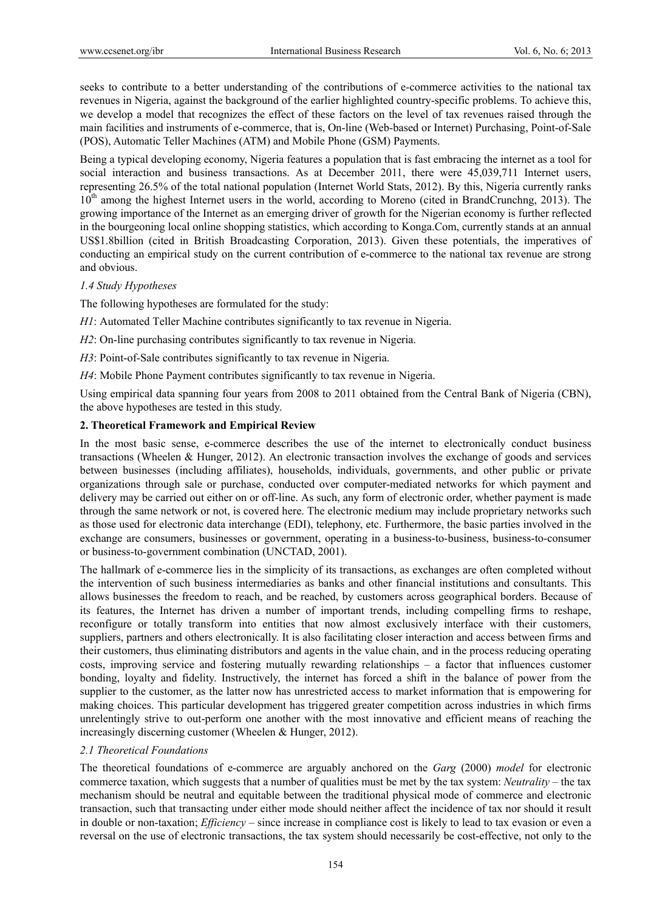seeks to contribute to a better understanding of the contributions of e-commerce activities to the national tax revenues in Nigeria, against the background of the earlier highlighted country-specific problems. To achieve this, we develop a model that recognizes the effect of these factors on the level of tax revenues raised through the main facilities and instruments of e-commerce, that is, On-line (Web-based or Internet) Purchasing, Point-of-Sale (POS), Automatic Teller Machines (ATM) and Mobile Phone (GSM) Payments.

Being a typical developing economy, Nigeria features a population that is fast embracing the internet as a tool for social interaction and business transactions. As at December 2011, there were 45,039,711 Internet users, representing 26.5% of the total national population (Internet World Stats, 2012). By this, Nigeria currently ranks 10th among the highest Internet users in the world, according to Moreno (cited in BrandCrunchng, 2013). The growing importance of the Internet as an emerging driver of growth for the Nigerian economy is further reflected in the bourgeoning local online shopping statistics, which according to Konga.Com, currently stands at an annual US$1.8billion (cited in British Broadcasting Corporation, 2013). Given these potentials, the imperatives of conducting an empirical study on the current contribution of e-commerce to the national tax revenue are strong and obvious.

### *1.4 Study Hypotheses*

The following hypotheses are formulated for the study:

*H1*: Automated Teller Machine contributes significantly to tax revenue in Nigeria.

*H2*: On-line purchasing contributes significantly to tax revenue in Nigeria.

*H3*: Point-of-Sale contributes significantly to tax revenue in Nigeria.

*H4*: Mobile Phone Payment contributes significantly to tax revenue in Nigeria.

Using empirical data spanning four years from 2008 to 2011 obtained from the Central Bank of Nigeria (CBN), the above hypotheses are tested in this study.

## **2. Theoretical Framework and Empirical Review**

In the most basic sense, e-commerce describes the use of the internet to electronically conduct business transactions (Wheelen & Hunger, 2012). An electronic transaction involves the exchange of goods and services between businesses (including affiliates), households, individuals, governments, and other public or private organizations through sale or purchase, conducted over computer-mediated networks for which payment and delivery may be carried out either on or off-line. As such, any form of electronic order, whether payment is made through the same network or not, is covered here. The electronic medium may include proprietary networks such as those used for electronic data interchange (EDI), telephony, etc. Furthermore, the basic parties involved in the exchange are consumers, businesses or government, operating in a business-to-business, business-to-consumer or business-to-government combination (UNCTAD, 2001).

The hallmark of e-commerce lies in the simplicity of its transactions, as exchanges are often completed without the intervention of such business intermediaries as banks and other financial institutions and consultants. This allows businesses the freedom to reach, and be reached, by customers across geographical borders. Because of its features, the Internet has driven a number of important trends, including compelling firms to reshape, reconfigure or totally transform into entities that now almost exclusively interface with their customers, suppliers, partners and others electronically. It is also facilitating closer interaction and access between firms and their customers, thus eliminating distributors and agents in the value chain, and in the process reducing operating costs, improving service and fostering mutually rewarding relationships – a factor that influences customer bonding, loyalty and fidelity. Instructively, the internet has forced a shift in the balance of power from the supplier to the customer, as the latter now has unrestricted access to market information that is empowering for making choices. This particular development has triggered greater competition across industries in which firms unrelentingly strive to out-perform one another with the most innovative and efficient means of reaching the increasingly discerning customer (Wheelen & Hunger, 2012).

### *2.1 Theoretical Foundations*

The theoretical foundations of e-commerce are arguably anchored on the *Garg* (2000) *model* for electronic commerce taxation, which suggests that a number of qualities must be met by the tax system: *Neutrality* – the tax mechanism should be neutral and equitable between the traditional physical mode of commerce and electronic transaction, such that transacting under either mode should neither affect the incidence of tax nor should it result in double or non-taxation; *Efficiency* – since increase in compliance cost is likely to lead to tax evasion or even a reversal on the use of electronic transactions, the tax system should necessarily be cost-effective, not only to the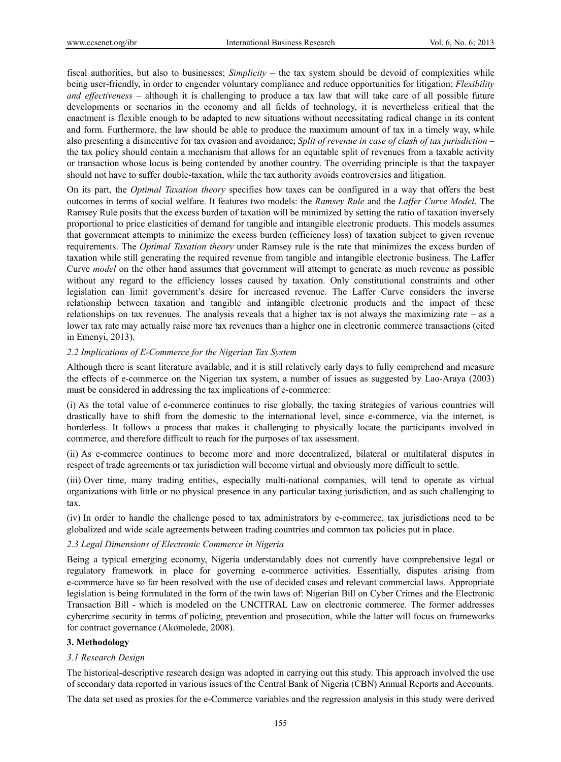fiscal authorities, but also to businesses; *Simplicity* – the tax system should be devoid of complexities while being user-friendly, in order to engender voluntary compliance and reduce opportunities for litigation; *Flexibility and effectiveness* – although it is challenging to produce a tax law that will take care of all possible future developments or scenarios in the economy and all fields of technology, it is nevertheless critical that the enactment is flexible enough to be adapted to new situations without necessitating radical change in its content and form. Furthermore, the law should be able to produce the maximum amount of tax in a timely way, while also presenting a disincentive for tax evasion and avoidance; *Split of revenue in case of clash of tax jurisdiction* – the tax policy should contain a mechanism that allows for an equitable split of revenues from a taxable activity or transaction whose locus is being contended by another country. The overriding principle is that the taxpayer should not have to suffer double-taxation, while the tax authority avoids controversies and litigation.

On its part, the *Optimal Taxation theory* specifies how taxes can be configured in a way that offers the best outcomes in terms of social welfare. It features two models: the *Ramsey Rule* and the *Laffer Curve Model*. The Ramsey Rule posits that the excess burden of taxation will be minimized by setting the ratio of taxation inversely proportional to price elasticities of demand for tangible and intangible electronic products. This models assumes that government attempts to minimize the excess burden (efficiency loss) of taxation subject to given revenue requirements. The *Optimal Taxation theory* under Ramsey rule is the rate that minimizes the excess burden of taxation while still generating the required revenue from tangible and intangible electronic business. The Laffer Curve *model* on the other hand assumes that government will attempt to generate as much revenue as possible without any regard to the efficiency losses caused by taxation. Only constitutional constraints and other legislation can limit government's desire for increased revenue. The Laffer Curve considers the inverse relationship between taxation and tangible and intangible electronic products and the impact of these relationships on tax revenues. The analysis reveals that a higher tax is not always the maximizing rate – as a lower tax rate may actually raise more tax revenues than a higher one in electronic commerce transactions (cited in Emenyi, 2013).

### *2.2 Implications of E-Commerce for the Nigerian Tax System*

Although there is scant literature available, and it is still relatively early days to fully comprehend and measure the effects of e-commerce on the Nigerian tax system, a number of issues as suggested by Lao-Araya (2003) must be considered in addressing the tax implications of e-commerce:

(i) As the total value of e-commerce continues to rise globally, the taxing strategies of various countries will drastically have to shift from the domestic to the international level, since e-commerce, via the internet, is borderless. It follows a process that makes it challenging to physically locate the participants involved in commerce, and therefore difficult to reach for the purposes of tax assessment.

(ii) As e-commerce continues to become more and more decentralized, bilateral or multilateral disputes in respect of trade agreements or tax jurisdiction will become virtual and obviously more difficult to settle.

(iii) Over time, many trading entities, especially multi-national companies, will tend to operate as virtual organizations with little or no physical presence in any particular taxing jurisdiction, and as such challenging to tax.

(iv) In order to handle the challenge posed to tax administrators by e-commerce, tax jurisdictions need to be globalized and wide scale agreements between trading countries and common tax policies put in place.

### *2.3 Legal Dimensions of Electronic Commerce in Nigeria*

Being a typical emerging economy, Nigeria understandably does not currently have comprehensive legal or regulatory framework in place for governing e-commerce activities. Essentially, disputes arising from e-commerce have so far been resolved with the use of decided cases and relevant commercial laws. Appropriate legislation is being formulated in the form of the twin laws of: Nigerian Bill on Cyber Crimes and the Electronic Transaction Bill - which is modeled on the UNCITRAL Law on electronic commerce. The former addresses cybercrime security in terms of policing, prevention and prosecution, while the latter will focus on frameworks for contract governance (Akomolede, 2008).

## 3. Methodology

### *3.1 Research Design*

The historical-descriptive research design was adopted in carrying out this study. This approach involved the use of secondary data reported in various issues of the Central Bank of Nigeria (CBN) Annual Reports and Accounts.

The data set used as proxies for the e-Commerce variables and the regression analysis in this study were derived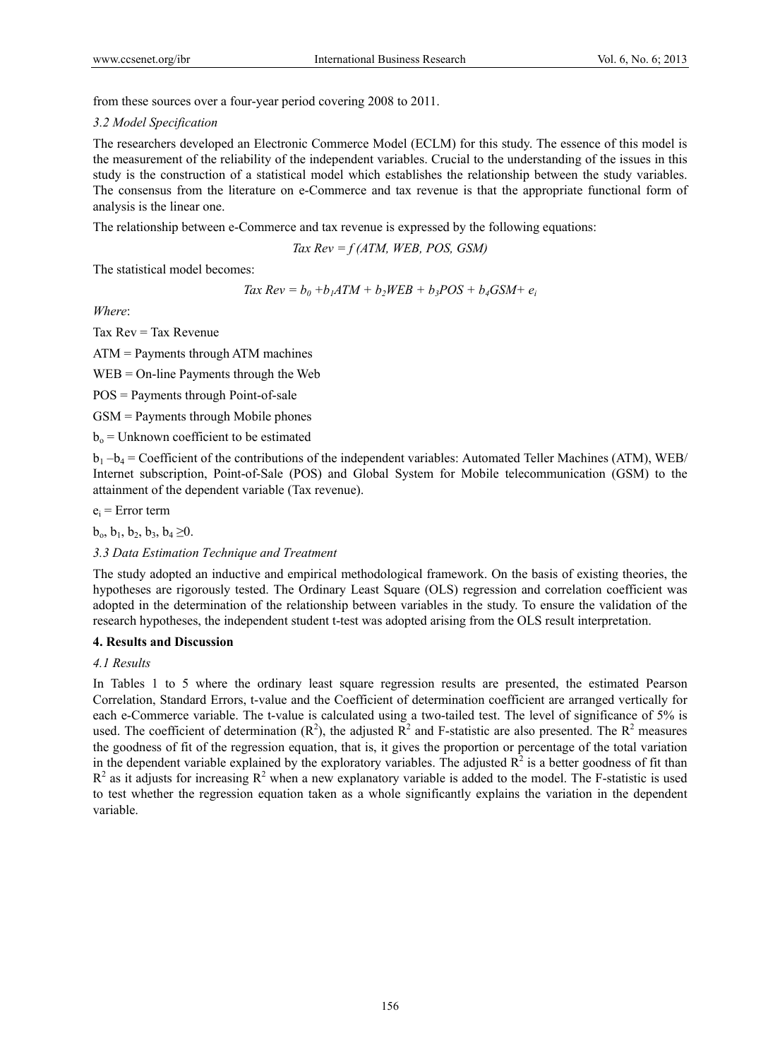from these sources over a four-year period covering 2008 to 2011.

### 3.2 Model Specification

The researchers developed an Electronic Commerce Model (ECLM) for this study. The essence of this model is the measurement of the reliability of the independent variables. Crucial to the understanding of the issues in this study is the construction of a statistical model which establishes the relationship between the study variables. The consensus from the literature on e-Commerce and tax revenue is that the appropriate functional form of analysis is the linear one.

The relationship between e-Commerce and tax revenue is expressed by the following equations:

$$Tax\ Rev = f\ (ATM,\ WEB,\ POS,\ GSM)$$

The statistical model becomes:

$$Tax\ Rev = b_0 + b_1 ATM + b_2 WEB + b_3 POS + b_4 GSM + e_i$$

*Where*:

Tax Rev = Tax Revenue

ATM = Payments through ATM machines

WEB = On-line Payments through the Web

POS = Payments through Point-of-sale

GSM = Payments through Mobile phones

$b_o$ = Unknown coefficient to be estimated

$b_1 - b_4$ = Coefficient of the contributions of the independent variables: Automated Teller Machines (ATM), WEB/ Internet subscription, Point-of-Sale (POS) and Global System for Mobile telecommunication (GSM) to the attainment of the dependent variable (Tax revenue).

$e_i$ = Error term

$b_o, b_1, b_2, b_3, b_4 \geq 0$.

### 3.3 Data Estimation Technique and Treatment

The study adopted an inductive and empirical methodological framework. On the basis of existing theories, the hypotheses are rigorously tested. The Ordinary Least Square (OLS) regression and correlation coefficient was adopted in the determination of the relationship between variables in the study. To ensure the validation of the research hypotheses, the independent student t-test was adopted arising from the OLS result interpretation.

## 4. Results and Discussion

### 4.1 Results

In Tables 1 to 5 where the ordinary least square regression results are presented, the estimated Pearson Correlation, Standard Errors, t-value and the Coefficient of determination coefficient are arranged vertically for each e-Commerce variable. The t-value is calculated using a two-tailed test. The level of significance of 5% is used. The coefficient of determination ($R^2$), the adjusted $R^2$ and F-statistic are also presented. The $R^2$ measures the goodness of fit of the regression equation, that is, it gives the proportion or percentage of the total variation in the dependent variable explained by the exploratory variables. The adjusted $R^2$ is a better goodness of fit than $R^2$ as it adjusts for increasing $R^2$ when a new explanatory variable is added to the model. The F-statistic is used to test whether the regression equation taken as a whole significantly explains the variation in the dependent variable.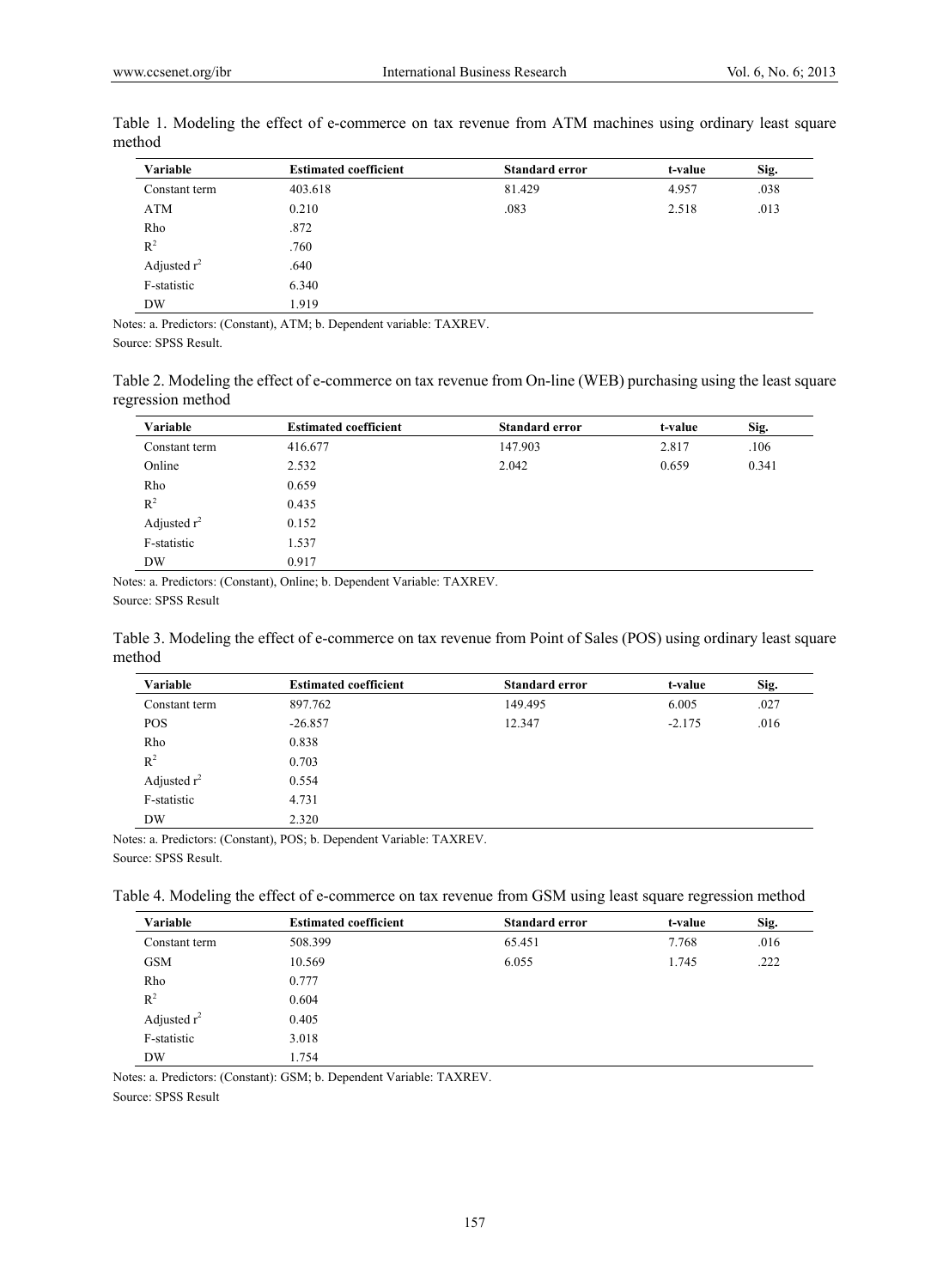Table 1. Modeling the effect of e-commerce on tax revenue from ATM machines using ordinary least square method

| Variable | Estimated coefficient | Standard error | t-value | Sig. |
|---|---|---|---|---|
| Constant term | 403.618 | 81.429 | 4.957 | .038 |
| ATM | 0.210 | .083 | 2.518 | .013 |
| Rho | .872 | | | |
| $R^2$ | .760 | | | |
| Adjusted $r^2$ | .640 | | | |
| F-statistic | 6.340 | | | |
| DW | 1.919 | | | |

Notes: a. Predictors: (Constant), ATM; b. Dependent variable: TAXREV.

Source: SPSS Result.

Table 2. Modeling the effect of e-commerce on tax revenue from On-line (WEB) purchasing using the least square regression method

| Variable | Estimated coefficient | Standard error | t-value | Sig. |
|---|---|---|---|---|
| Constant term | 416.677 | 147.903 | 2.817 | .106 |
| Online | 2.532 | 2.042 | 0.659 | 0.341 |
| Rho | 0.659 | | | |
| $R^2$ | 0.435 | | | |
| Adjusted $r^2$ | 0.152 | | | |
| F-statistic | 1.537 | | | |
| DW | 0.917 | | | |

Notes: a. Predictors: (Constant), Online; b. Dependent Variable: TAXREV.

Source: SPSS Result

Table 3. Modeling the effect of e-commerce on tax revenue from Point of Sales (POS) using ordinary least square method

| Variable | Estimated coefficient | Standard error | t-value | Sig. |
|---|---|---|---|---|
| Constant term | 897.762 | 149.495 | 6.005 | .027 |
| POS | -26.857 | 12.347 | -2.175 | .016 |
| Rho | 0.838 | | | |
| $R^2$ | 0.703 | | | |
| Adjusted $r^2$ | 0.554 | | | |
| F-statistic | 4.731 | | | |
| DW | 2.320 | | | |

Notes: a. Predictors: (Constant), POS; b. Dependent Variable: TAXREV.

Source: SPSS Result.

Table 4. Modeling the effect of e-commerce on tax revenue from GSM using least square regression method

| Variable | Estimated coefficient | Standard error | t-value | Sig. |
|---|---|---|---|---|
| Constant term | 508.399 | 65.451 | 7.768 | .016 |
| GSM | 10.569 | 6.055 | 1.745 | .222 |
| Rho | 0.777 | | | |
| $R^2$ | 0.604 | | | |
| Adjusted $r^2$ | 0.405 | | | |
| F-statistic | 3.018 | | | |
| DW | 1.754 | | | |

Notes: a. Predictors: (Constant): GSM; b. Dependent Variable: TAXREV.

Source: SPSS Result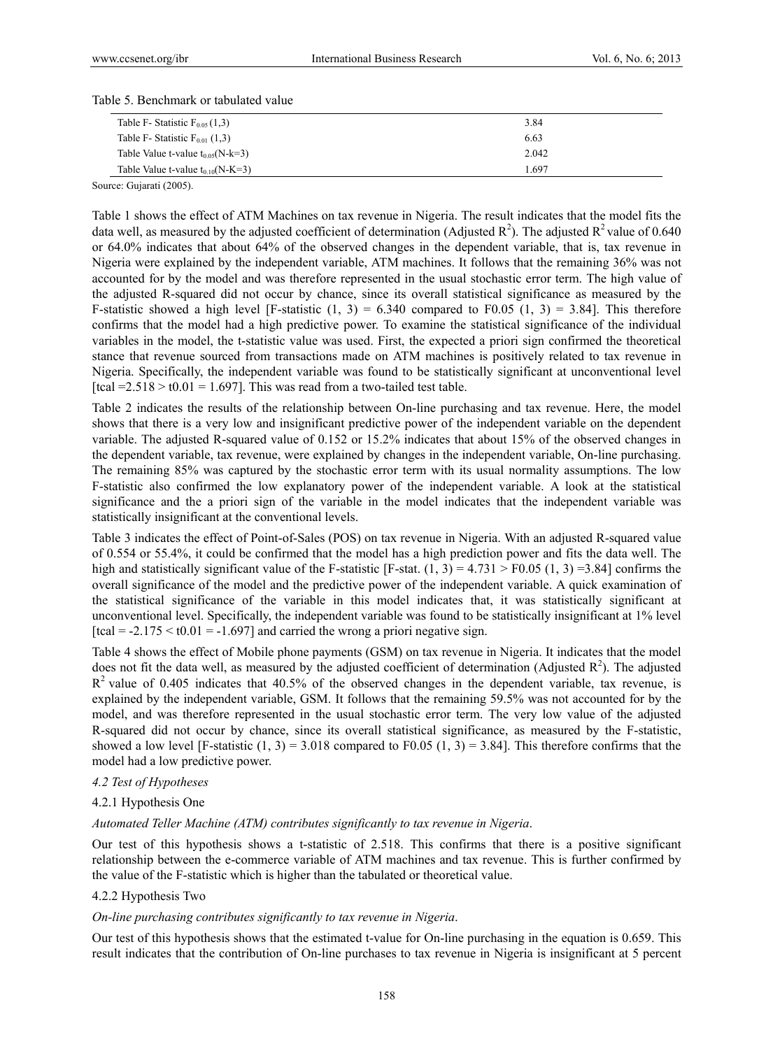Table 5. Benchmark or tabulated value

| | |
|---|---|
| Table F- Statistic $F_{0.05}$ (1,3) | 3.84 |
| Table F- Statistic $F_{0.01}$ (1,3) | 6.63 |
| Table Value t-value $t_{0.05}$(N-k=3) | 2.042 |
| Table Value t-value $t_{0.10}$(N-K=3) | 1.697 |

Source: Gujarati (2005).

Table 1 shows the effect of ATM Machines on tax revenue in Nigeria. The result indicates that the model fits the data well, as measured by the adjusted coefficient of determination (Adjusted $R^2$). The adjusted $R^2$ value of 0.640 or 64.0% indicates that about 64% of the observed changes in the dependent variable, that is, tax revenue in Nigeria were explained by the independent variable, ATM machines. It follows that the remaining 36% was not accounted for by the model and was therefore represented in the usual stochastic error term. The high value of the adjusted R-squared did not occur by chance, since its overall statistical significance as measured by the F-statistic showed a high level [F-statistic (1, 3) = 6.340 compared to F0.05 (1, 3) = 3.84]. This therefore confirms that the model had a high predictive power. To examine the statistical significance of the individual variables in the model, the t-statistic value was used. First, the expected a priori sign confirmed the theoretical stance that revenue sourced from transactions made on ATM machines is positively related to tax revenue in Nigeria. Specifically, the independent variable was found to be statistically significant at unconventional level [tcal =2.518 > t0.01 = 1.697]. This was read from a two-tailed test table.

Table 2 indicates the results of the relationship between On-line purchasing and tax revenue. Here, the model shows that there is a very low and insignificant predictive power of the independent variable on the dependent variable. The adjusted R-squared value of 0.152 or 15.2% indicates that about 15% of the observed changes in the dependent variable, tax revenue, were explained by changes in the independent variable, On-line purchasing. The remaining 85% was captured by the stochastic error term with its usual normality assumptions. The low F-statistic also confirmed the low explanatory power of the independent variable. A look at the statistical significance and the a priori sign of the variable in the model indicates that the independent variable was statistically insignificant at the conventional levels.

Table 3 indicates the effect of Point-of-Sales (POS) on tax revenue in Nigeria. With an adjusted R-squared value of 0.554 or 55.4%, it could be confirmed that the model has a high prediction power and fits the data well. The high and statistically significant value of the F-statistic [F-stat. (1, 3) = 4.731 > F0.05 (1, 3) =3.84] confirms the overall significance of the model and the predictive power of the independent variable. A quick examination of the statistical significance of the variable in this model indicates that, it was statistically significant at unconventional level. Specifically, the independent variable was found to be statistically insignificant at 1% level [tcal = -2.175 < t0.01 = -1.697] and carried the wrong a priori negative sign.

Table 4 shows the effect of Mobile phone payments (GSM) on tax revenue in Nigeria. It indicates that the model does not fit the data well, as measured by the adjusted coefficient of determination (Adjusted $R^2$). The adjusted $R^2$ value of 0.405 indicates that 40.5% of the observed changes in the dependent variable, tax revenue, is explained by the independent variable, GSM. It follows that the remaining 59.5% was not accounted for by the model, and was therefore represented in the usual stochastic error term. The very low value of the adjusted R-squared did not occur by chance, since its overall statistical significance, as measured by the F-statistic, showed a low level [F-statistic (1, 3) = 3.018 compared to F0.05 (1, 3) = 3.84]. This therefore confirms that the model had a low predictive power.

### *4.2 Test of Hypotheses*

#### 4.2.1 Hypothesis One

*Automated Teller Machine (ATM) contributes significantly to tax revenue in Nigeria*.

Our test of this hypothesis shows a t-statistic of 2.518. This confirms that there is a positive significant relationship between the e-commerce variable of ATM machines and tax revenue. This is further confirmed by the value of the F-statistic which is higher than the tabulated or theoretical value.

#### 4.2.2 Hypothesis Two

*On-line purchasing contributes significantly to tax revenue in Nigeria*.

Our test of this hypothesis shows that the estimated t-value for On-line purchasing in the equation is 0.659. This result indicates that the contribution of On-line purchases to tax revenue in Nigeria is insignificant at 5 percent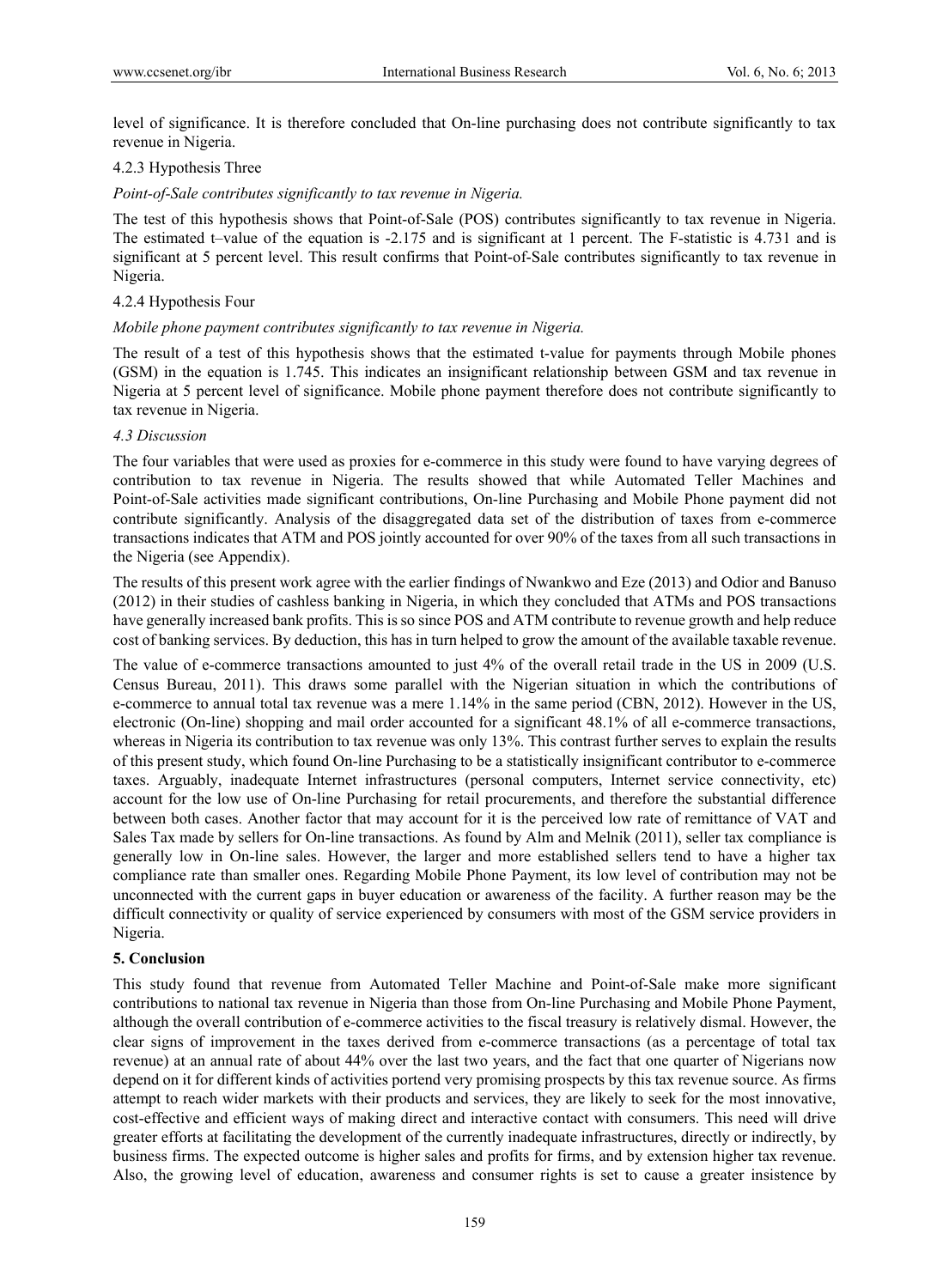level of significance. It is therefore concluded that On-line purchasing does not contribute significantly to tax revenue in Nigeria.

#### 4.2.3 Hypothesis Three

*Point-of-Sale contributes significantly to tax revenue in Nigeria.*

The test of this hypothesis shows that Point-of-Sale (POS) contributes significantly to tax revenue in Nigeria. The estimated t–value of the equation is -2.175 and is significant at 1 percent. The F-statistic is 4.731 and is significant at 5 percent level. This result confirms that Point-of-Sale contributes significantly to tax revenue in Nigeria.

#### 4.2.4 Hypothesis Four

*Mobile phone payment contributes significantly to tax revenue in Nigeria.*

The result of a test of this hypothesis shows that the estimated t-value for payments through Mobile phones (GSM) in the equation is 1.745. This indicates an insignificant relationship between GSM and tax revenue in Nigeria at 5 percent level of significance. Mobile phone payment therefore does not contribute significantly to tax revenue in Nigeria.

### *4.3 Discussion*

The four variables that were used as proxies for e-commerce in this study were found to have varying degrees of contribution to tax revenue in Nigeria. The results showed that while Automated Teller Machines and Point-of-Sale activities made significant contributions, On-line Purchasing and Mobile Phone payment did not contribute significantly. Analysis of the disaggregated data set of the distribution of taxes from e-commerce transactions indicates that ATM and POS jointly accounted for over 90% of the taxes from all such transactions in the Nigeria (see Appendix).

The results of this present work agree with the earlier findings of Nwankwo and Eze (2013) and Odior and Banuso (2012) in their studies of cashless banking in Nigeria, in which they concluded that ATMs and POS transactions have generally increased bank profits. This is so since POS and ATM contribute to revenue growth and help reduce cost of banking services. By deduction, this has in turn helped to grow the amount of the available taxable revenue.

The value of e-commerce transactions amounted to just 4% of the overall retail trade in the US in 2009 (U.S. Census Bureau, 2011). This draws some parallel with the Nigerian situation in which the contributions of e-commerce to annual total tax revenue was a mere 1.14% in the same period (CBN, 2012). However in the US, electronic (On-line) shopping and mail order accounted for a significant 48.1% of all e-commerce transactions, whereas in Nigeria its contribution to tax revenue was only 13%. This contrast further serves to explain the results of this present study, which found On-line Purchasing to be a statistically insignificant contributor to e-commerce taxes. Arguably, inadequate Internet infrastructures (personal computers, Internet service connectivity, etc) account for the low use of On-line Purchasing for retail procurements, and therefore the substantial difference between both cases. Another factor that may account for it is the perceived low rate of remittance of VAT and Sales Tax made by sellers for On-line transactions. As found by Alm and Melnik (2011), seller tax compliance is generally low in On-line sales. However, the larger and more established sellers tend to have a higher tax compliance rate than smaller ones. Regarding Mobile Phone Payment, its low level of contribution may not be unconnected with the current gaps in buyer education or awareness of the facility. A further reason may be the difficult connectivity or quality of service experienced by consumers with most of the GSM service providers in Nigeria.

## 5. Conclusion

This study found that revenue from Automated Teller Machine and Point-of-Sale make more significant contributions to national tax revenue in Nigeria than those from On-line Purchasing and Mobile Phone Payment, although the overall contribution of e-commerce activities to the fiscal treasury is relatively dismal. However, the clear signs of improvement in the taxes derived from e-commerce transactions (as a percentage of total tax revenue) at an annual rate of about 44% over the last two years, and the fact that one quarter of Nigerians now depend on it for different kinds of activities portend very promising prospects by this tax revenue source. As firms attempt to reach wider markets with their products and services, they are likely to seek for the most innovative, cost-effective and efficient ways of making direct and interactive contact with consumers. This need will drive greater efforts at facilitating the development of the currently inadequate infrastructures, directly or indirectly, by business firms. The expected outcome is higher sales and profits for firms, and by extension higher tax revenue. Also, the growing level of education, awareness and consumer rights is set to cause a greater insistence by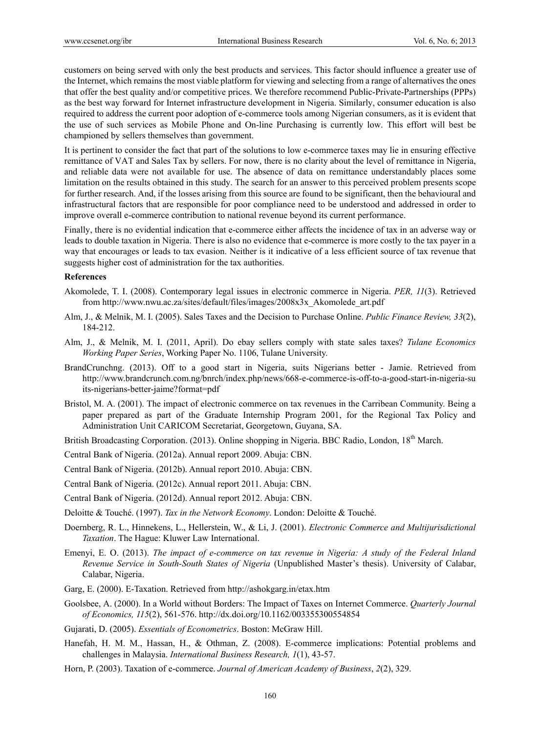customers on being served with only the best products and services. This factor should influence a greater use of the Internet, which remains the most viable platform for viewing and selecting from a range of alternatives the ones that offer the best quality and/or competitive prices. We therefore recommend Public-Private-Partnerships (PPPs) as the best way forward for Internet infrastructure development in Nigeria. Similarly, consumer education is also required to address the current poor adoption of e-commerce tools among Nigerian consumers, as it is evident that the use of such services as Mobile Phone and On-line Purchasing is currently low. This effort will best be championed by sellers themselves than government.

It is pertinent to consider the fact that part of the solutions to low e-commerce taxes may lie in ensuring effective remittance of VAT and Sales Tax by sellers. For now, there is no clarity about the level of remittance in Nigeria, and reliable data were not available for use. The absence of data on remittance understandably places some limitation on the results obtained in this study. The search for an answer to this perceived problem presents scope for further research. And, if the losses arising from this source are found to be significant, then the behavioural and infrastructural factors that are responsible for poor compliance need to be understood and addressed in order to improve overall e-commerce contribution to national revenue beyond its current performance.

Finally, there is no evidential indication that e-commerce either affects the incidence of tax in an adverse way or leads to double taxation in Nigeria. There is also no evidence that e-commerce is more costly to the tax payer in a way that encourages or leads to tax evasion. Neither is it indicative of a less efficient source of tax revenue that suggests higher cost of administration for the tax authorities.

## References

Akomolede, T. I. (2008). Contemporary legal issues in electronic commerce in Nigeria. *PER, 11*(3). Retrieved from http://www.nwu.ac.za/sites/default/files/images/2008x3x_Akomolede_art.pdf

Alm, J., & Melnik, M. I. (2005). Sales Taxes and the Decision to Purchase Online. *Public Finance Review, 33*(2), 184-212.

Alm, J., & Melnik, M. I. (2011, April). Do ebay sellers comply with state sales taxes? *Tulane Economics Working Paper Series*, Working Paper No. 1106, Tulane University.

BrandCrunchng. (2013). Off to a good start in Nigeria, suits Nigerians better - Jamie. Retrieved from http://www.brandcrunch.com.ng/bnrch/index.php/news/668-e-commerce-is-off-to-a-good-start-in-nigeria-suits-nigerians-better-jaime?format=pdf

Bristol, M. A. (2001). The impact of electronic commerce on tax revenues in the Carribean Community. Being a paper prepared as part of the Graduate Internship Program 2001, for the Regional Tax Policy and Administration Unit CARICOM Secretariat, Georgetown, Guyana, SA.

British Broadcasting Corporation. (2013). Online shopping in Nigeria. BBC Radio, London, 18th March.

Central Bank of Nigeria. (2012a). Annual report 2009. Abuja: CBN.

Central Bank of Nigeria. (2012b). Annual report 2010. Abuja: CBN.

Central Bank of Nigeria. (2012c). Annual report 2011. Abuja: CBN.

Central Bank of Nigeria. (2012d). Annual report 2012. Abuja: CBN.

Deloitte & Touché. (1997). *Tax in the Network Economy*. London: Deloitte & Touché.

Doernberg, R. L., Hinnekens, L., Hellerstein, W., & Li, J. (2001). *Electronic Commerce and Multijurisdictional Taxation*. The Hague: Kluwer Law International.

Emenyi, E. O. (2013). *The impact of e-commerce on tax revenue in Nigeria: A study of the Federal Inland Revenue Service in South-South States of Nigeria* (Unpublished Master's thesis). University of Calabar, Calabar, Nigeria.

Garg, E. (2000). E-Taxation. Retrieved from http://ashokgarg.in/etax.htm

Goolsbee, A. (2000). In a World without Borders: The Impact of Taxes on Internet Commerce. *Quarterly Journal of Economics, 115*(2), 561-576. http://dx.doi.org/10.1162/003355300554854

Gujarati, D. (2005). *Essentials of Econometrics*. Boston: McGraw Hill.

Hanefah, H. M. M., Hassan, H., & Othman, Z. (2008). E-commerce implications: Potential problems and challenges in Malaysia. *International Business Research, 1*(1), 43-57.

Horn, P. (2003). Taxation of e-commerce. *Journal of American Academy of Business*, *2*(2), 329.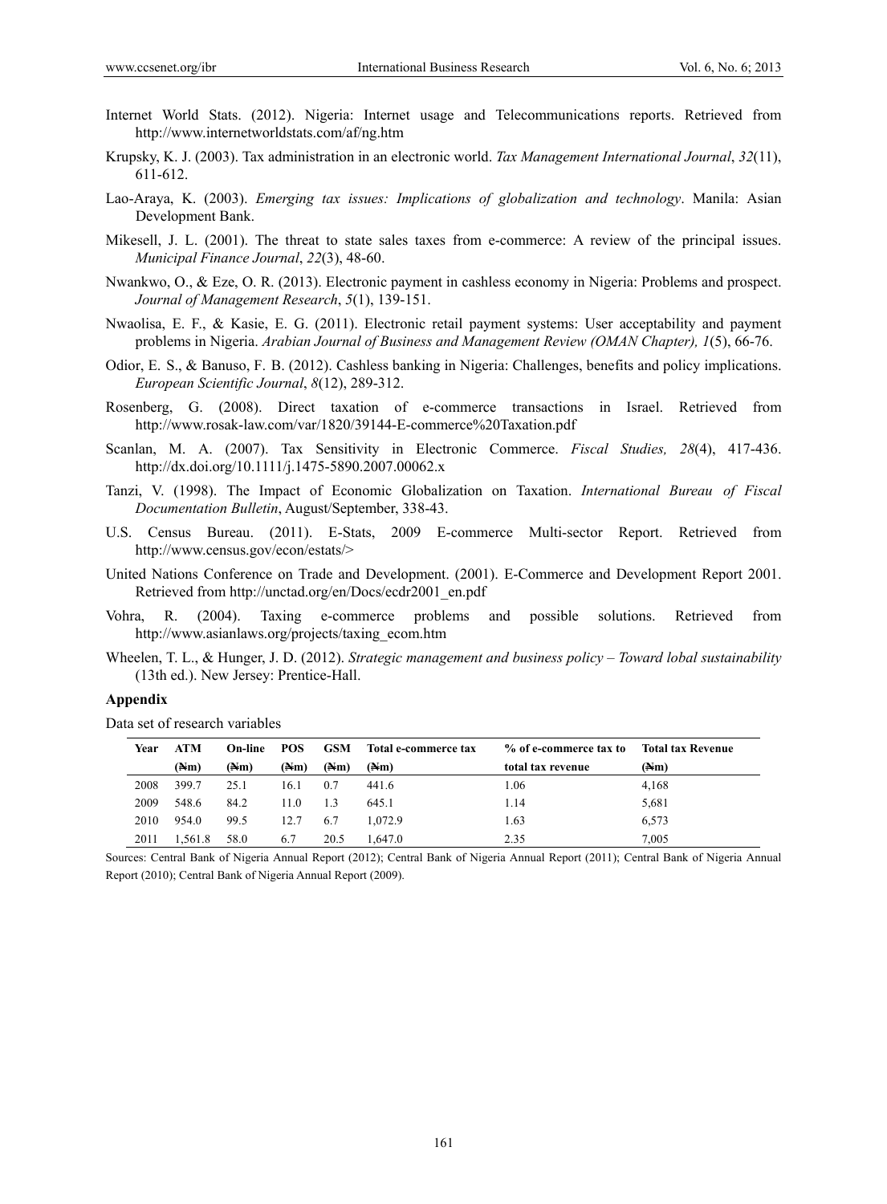Internet World Stats. (2012). Nigeria: Internet usage and Telecommunications reports. Retrieved from http://www.internetworldstats.com/af/ng.htm

Krupsky, K. J. (2003). Tax administration in an electronic world. *Tax Management International Journal*, *32*(11), 611-612.

Lao-Araya, K. (2003). *Emerging tax issues: Implications of globalization and technology*. Manila: Asian Development Bank.

Mikesell, J. L. (2001). The threat to state sales taxes from e-commerce: A review of the principal issues. *Municipal Finance Journal*, *22*(3), 48-60.

Nwankwo, O., & Eze, O. R. (2013). Electronic payment in cashless economy in Nigeria: Problems and prospect. *Journal of Management Research*, *5*(1), 139-151.

Nwaolisa, E. F., & Kasie, E. G. (2011). Electronic retail payment systems: User acceptability and payment problems in Nigeria. *Arabian Journal of Business and Management Review (OMAN Chapter), 1*(5), 66-76.

Odior, E. S., & Banuso, F. B. (2012). Cashless banking in Nigeria: Challenges, benefits and policy implications. *European Scientific Journal*, *8*(12), 289-312.

Rosenberg, G. (2008). Direct taxation of e-commerce transactions in Israel. Retrieved from http://www.rosak-law.com/var/1820/39144-E-commerce%20Taxation.pdf

Scanlan, M. A. (2007). Tax Sensitivity in Electronic Commerce. *Fiscal Studies, 28*(4), 417-436. http://dx.doi.org/10.1111/j.1475-5890.2007.00062.x

Tanzi, V. (1998). The Impact of Economic Globalization on Taxation. *International Bureau of Fiscal Documentation Bulletin*, August/September, 338-43.

U.S. Census Bureau. (2011). E-Stats, 2009 E-commerce Multi-sector Report. Retrieved from http://www.census.gov/econ/estats/>

United Nations Conference on Trade and Development. (2001). E-Commerce and Development Report 2001. Retrieved from http://unctad.org/en/Docs/ecdr2001_en.pdf

Vohra, R. (2004). Taxing e-commerce problems and possible solutions. Retrieved from http://www.asianlaws.org/projects/taxing_ecom.htm

Wheelen, T. L., & Hunger, J. D. (2012). *Strategic management and business policy – Toward lobal sustainability* (13th ed.). New Jersey: Prentice-Hall.

## Appendix

Data set of research variables

| Year | ATM (₦m) | On-line (₦m) | POS (₦m) | GSM (₦m) | Total e-commerce tax (₦m) | % of e-commerce tax to total tax revenue | Total tax Revenue (₦m) |
|---|---|---|---|---|---|---|---|
| 2008 | 399.7 | 25.1 | 16.1 | 0.7 | 441.6 | 1.06 | 4,168 |
| 2009 | 548.6 | 84.2 | 11.0 | 1.3 | 645.1 | 1.14 | 5,681 |
| 2010 | 954.0 | 99.5 | 12.7 | 6.7 | 1,072.9 | 1.63 | 6,573 |
| 2011 | 1,561.8 | 58.0 | 6.7 | 20.5 | 1,647.0 | 2.35 | 7,005 |

Sources: Central Bank of Nigeria Annual Report (2012); Central Bank of Nigeria Annual Report (2011); Central Bank of Nigeria Annual Report (2010); Central Bank of Nigeria Annual Report (2009).